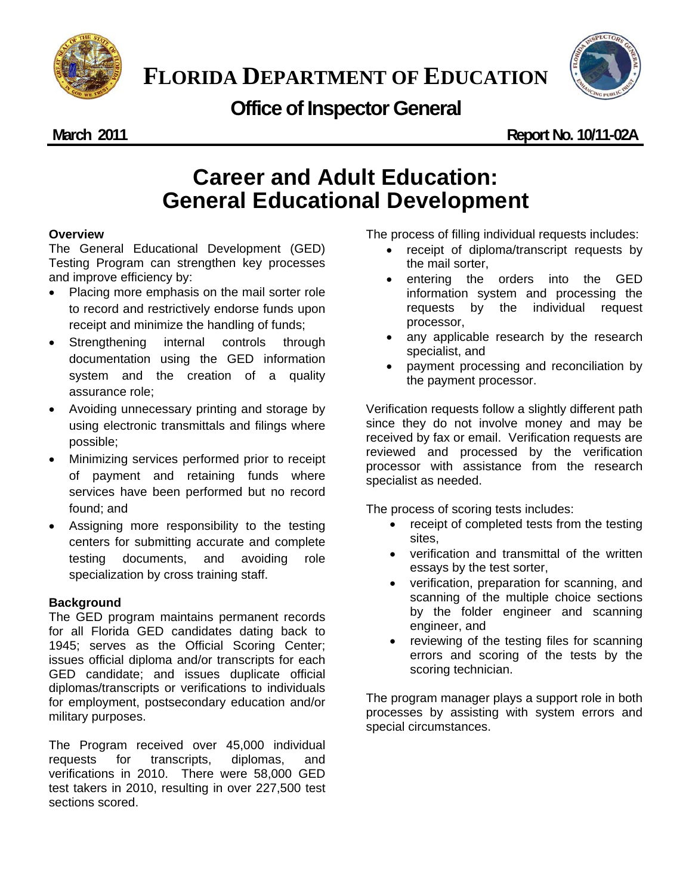# FLORIDA DEPARTMENT OF EDUCATION

## Office of Inspector General

**March 2011** **Report No. 10/11-02A**

# Career and Adult Education: General Educational Development

### Overview

The General Educational Development (GED) Testing Program can strengthen key processes and improve efficiency by:

- Placing more emphasis on the mail sorter role to record and restrictively endorse funds upon receipt and minimize the handling of funds;
- Strengthening internal controls through documentation using the GED information system and the creation of a quality assurance role;
- Avoiding unnecessary printing and storage by using electronic transmittals and filings where possible;
- Minimizing services performed prior to receipt of payment and retaining funds where services have been performed but no record found; and
- Assigning more responsibility to the testing centers for submitting accurate and complete testing documents, and avoiding role specialization by cross training staff.

### Background

The GED program maintains permanent records for all Florida GED candidates dating back to 1945; serves as the Official Scoring Center; issues official diploma and/or transcripts for each GED candidate; and issues duplicate official diplomas/transcripts or verifications to individuals for employment, postsecondary education and/or military purposes.

The Program received over 45,000 individual requests for transcripts, diplomas, and verifications in 2010. There were 58,000 GED test takers in 2010, resulting in over 227,500 test sections scored.

The process of filling individual requests includes:

- receipt of diploma/transcript requests by the mail sorter,
- entering the orders into the GED information system and processing the requests by the individual request processor,
- any applicable research by the research specialist, and
- payment processing and reconciliation by the payment processor.

Verification requests follow a slightly different path since they do not involve money and may be received by fax or email. Verification requests are reviewed and processed by the verification processor with assistance from the research specialist as needed.

The process of scoring tests includes:

- receipt of completed tests from the testing sites,
- verification and transmittal of the written essays by the test sorter,
- verification, preparation for scanning, and scanning of the multiple choice sections by the folder engineer and scanning engineer, and
- reviewing of the testing files for scanning errors and scoring of the tests by the scoring technician.

The program manager plays a support role in both processes by assisting with system errors and special circumstances.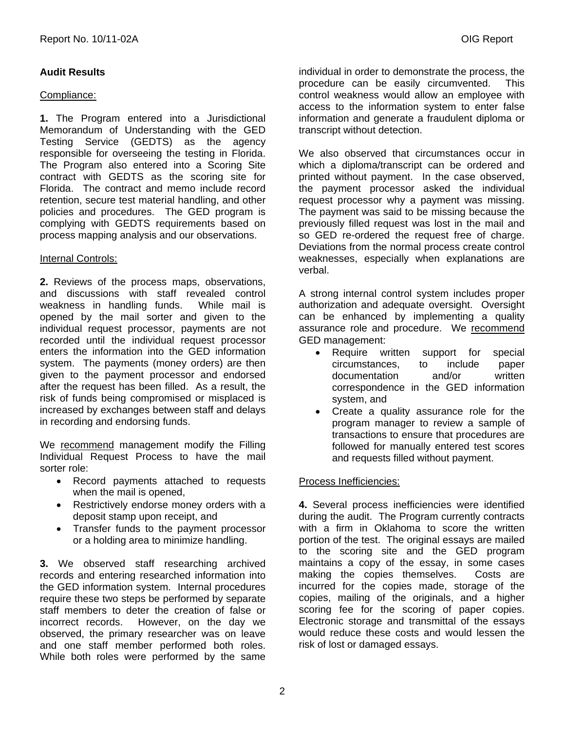## Audit Results

Compliance:

**1.** The Program entered into a Jurisdictional Memorandum of Understanding with the GED Testing Service (GEDTS) as the agency responsible for overseeing the testing in Florida. The Program also entered into a Scoring Site contract with GEDTS as the scoring site for Florida. The contract and memo include record retention, secure test material handling, and other policies and procedures. The GED program is complying with GEDTS requirements based on process mapping analysis and our observations.

Internal Controls:

**2.** Reviews of the process maps, observations, and discussions with staff revealed control weakness in handling funds. While mail is opened by the mail sorter and given to the individual request processor, payments are not recorded until the individual request processor enters the information into the GED information system. The payments (money orders) are then given to the payment processor and endorsed after the request has been filled. As a result, the risk of funds being compromised or misplaced is increased by exchanges between staff and delays in recording and endorsing funds.

We recommend management modify the Filling Individual Request Process to have the mail sorter role:

- Record payments attached to requests when the mail is opened,
- Restrictively endorse money orders with a deposit stamp upon receipt, and
- Transfer funds to the payment processor or a holding area to minimize handling.

**3.** We observed staff researching archived records and entering researched information into the GED information system. Internal procedures require these two steps be performed by separate staff members to deter the creation of false or incorrect records. However, on the day we observed, the primary researcher was on leave and one staff member performed both roles. While both roles were performed by the same individual in order to demonstrate the process, the procedure can be easily circumvented. This control weakness would allow an employee with access to the information system to enter false information and generate a fraudulent diploma or transcript without detection.

We also observed that circumstances occur in which a diploma/transcript can be ordered and printed without payment. In the case observed, the payment processor asked the individual request processor why a payment was missing. The payment was said to be missing because the previously filled request was lost in the mail and so GED re-ordered the request free of charge. Deviations from the normal process create control weaknesses, especially when explanations are verbal.

A strong internal control system includes proper authorization and adequate oversight. Oversight can be enhanced by implementing a quality assurance role and procedure. We recommend GED management:

- Require written support for special circumstances, to include paper documentation and/or written correspondence in the GED information system, and
- Create a quality assurance role for the program manager to review a sample of transactions to ensure that procedures are followed for manually entered test scores and requests filled without payment.

Process Inefficiencies:

**4.** Several process inefficiencies were identified during the audit. The Program currently contracts with a firm in Oklahoma to score the written portion of the test. The original essays are mailed to the scoring site and the GED program maintains a copy of the essay, in some cases making the copies themselves. Costs are incurred for the copies made, storage of the copies, mailing of the originals, and a higher scoring fee for the scoring of paper copies. Electronic storage and transmittal of the essays would reduce these costs and would lessen the risk of lost or damaged essays.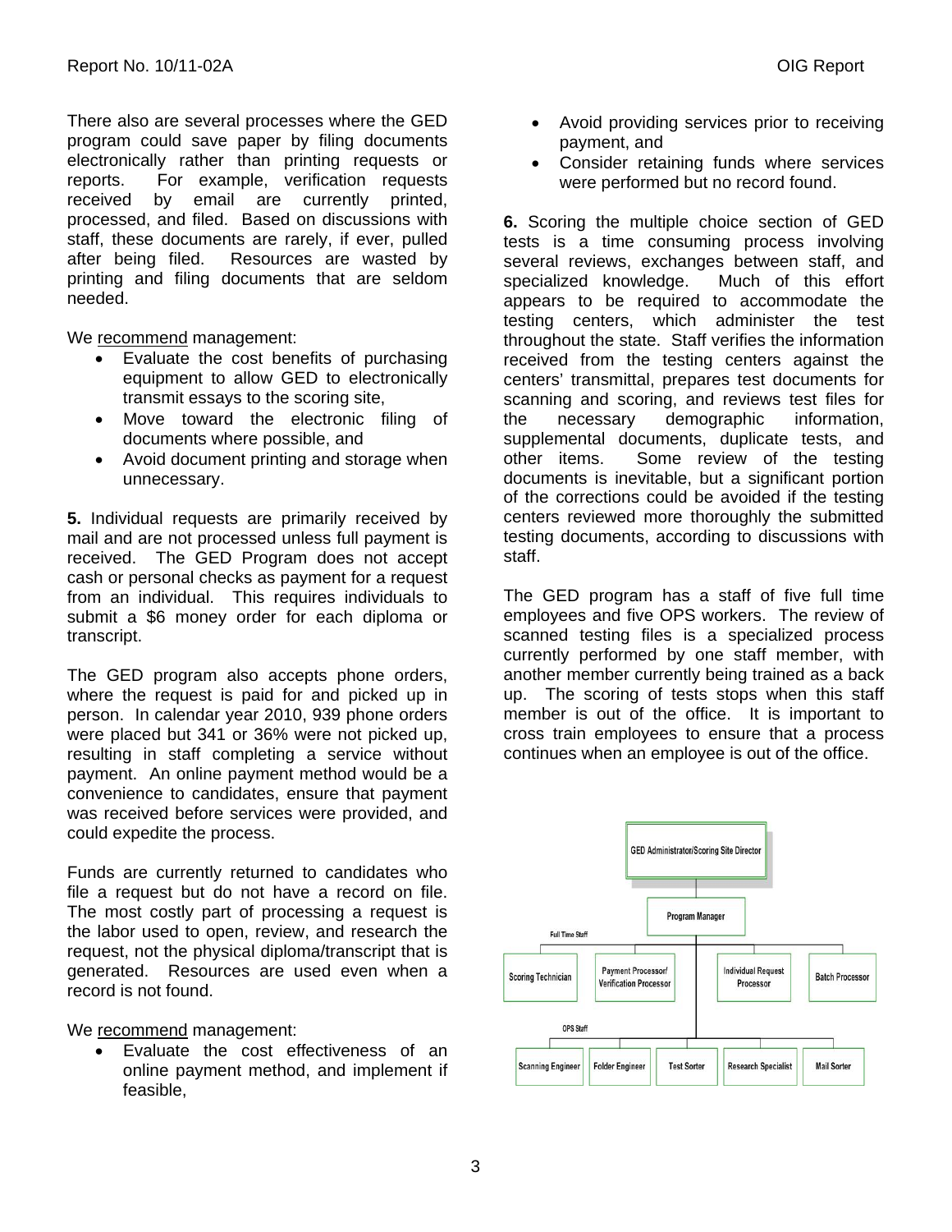There also are several processes where the GED program could save paper by filing documents electronically rather than printing requests or reports. For example, verification requests received by email are currently printed, processed, and filed. Based on discussions with staff, these documents are rarely, if ever, pulled after being filed. Resources are wasted by printing and filing documents that are seldom needed.

We recommend management:

- Evaluate the cost benefits of purchasing equipment to allow GED to electronically transmit essays to the scoring site,
- Move toward the electronic filing of documents where possible, and
- Avoid document printing and storage when unnecessary.

**5.** Individual requests are primarily received by mail and are not processed unless full payment is received. The GED Program does not accept cash or personal checks as payment for a request from an individual. This requires individuals to submit a $6 money order for each diploma or transcript.

The GED program also accepts phone orders, where the request is paid for and picked up in person. In calendar year 2010, 939 phone orders were placed but 341 or 36% were not picked up, resulting in staff completing a service without payment. An online payment method would be a convenience to candidates, ensure that payment was received before services were provided, and could expedite the process.

Funds are currently returned to candidates who file a request but do not have a record on file. The most costly part of processing a request is the labor used to open, review, and research the request, not the physical diploma/transcript that is generated. Resources are used even when a record is not found.

We recommend management:

- Evaluate the cost effectiveness of an online payment method, and implement if feasible,
- Avoid providing services prior to receiving payment, and
- Consider retaining funds where services were performed but no record found.

**6.** Scoring the multiple choice section of GED tests is a time consuming process involving several reviews, exchanges between staff, and specialized knowledge. Much of this effort appears to be required to accommodate the testing centers, which administer the test throughout the state. Staff verifies the information received from the testing centers against the centers' transmittal, prepares test documents for scanning and scoring, and reviews test files for the necessary demographic information, supplemental documents, duplicate tests, and other items. Some review of the testing documents is inevitable, but a significant portion of the corrections could be avoided if the testing centers reviewed more thoroughly the submitted testing documents, according to discussions with staff.

The GED program has a staff of five full time employees and five OPS workers. The review of scanned testing files is a specialized process currently performed by one staff member, with another member currently being trained as a back up. The scoring of tests stops when this staff member is out of the office. It is important to cross train employees to ensure that a process continues when an employee is out of the office.

GED Administrator/Scoring Site Director

Program Manager

Full Time Staff: Scoring Technician | Payment Processor/ Verification Processor | Individual Request Processor | Batch Processor

OPS Staff: Scanning Engineer | Folder Engineer | Test Sorter | Research Specialist | Mail Sorter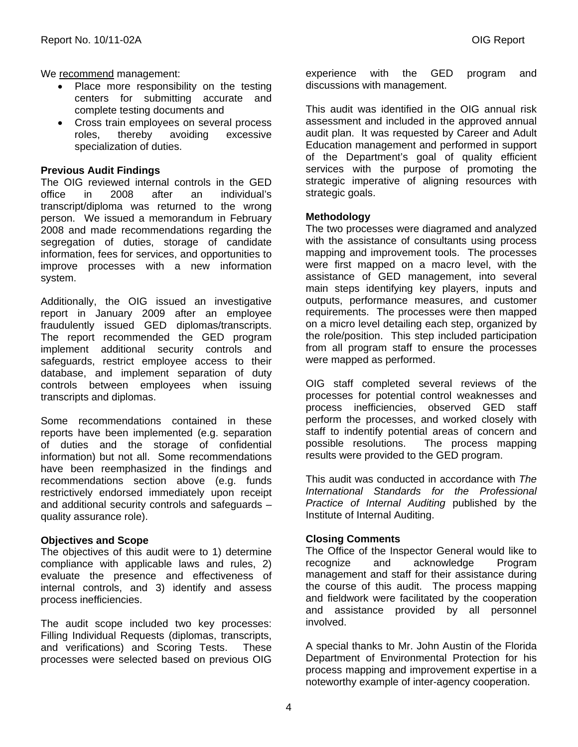We recommend management:

- Place more responsibility on the testing centers for submitting accurate and complete testing documents and
- Cross train employees on several process roles, thereby avoiding excessive specialization of duties.

**Previous Audit Findings**

The OIG reviewed internal controls in the GED office in 2008 after an individual's transcript/diploma was returned to the wrong person. We issued a memorandum in February 2008 and made recommendations regarding the segregation of duties, storage of candidate information, fees for services, and opportunities to improve processes with a new information system.

Additionally, the OIG issued an investigative report in January 2009 after an employee fraudulently issued GED diplomas/transcripts. The report recommended the GED program implement additional security controls and safeguards, restrict employee access to their database, and implement separation of duty controls between employees when issuing transcripts and diplomas.

Some recommendations contained in these reports have been implemented (e.g. separation of duties and the storage of confidential information) but not all. Some recommendations have been reemphasized in the findings and recommendations section above (e.g. funds restrictively endorsed immediately upon receipt and additional security controls and safeguards – quality assurance role).

**Objectives and Scope**

The objectives of this audit were to 1) determine compliance with applicable laws and rules, 2) evaluate the presence and effectiveness of internal controls, and 3) identify and assess process inefficiencies.

The audit scope included two key processes: Filling Individual Requests (diplomas, transcripts, and verifications) and Scoring Tests. These processes were selected based on previous OIG experience with the GED program and discussions with management.

This audit was identified in the OIG annual risk assessment and included in the approved annual audit plan. It was requested by Career and Adult Education management and performed in support of the Department's goal of quality efficient services with the purpose of promoting the strategic imperative of aligning resources with strategic goals.

**Methodology**

The two processes were diagramed and analyzed with the assistance of consultants using process mapping and improvement tools. The processes were first mapped on a macro level, with the assistance of GED management, into several main steps identifying key players, inputs and outputs, performance measures, and customer requirements. The processes were then mapped on a micro level detailing each step, organized by the role/position. This step included participation from all program staff to ensure the processes were mapped as performed.

OIG staff completed several reviews of the processes for potential control weaknesses and process inefficiencies, observed GED staff perform the processes, and worked closely with staff to indentify potential areas of concern and possible resolutions. The process mapping results were provided to the GED program.

This audit was conducted in accordance with *The International Standards for the Professional Practice of Internal Auditing* published by the Institute of Internal Auditing.

**Closing Comments**

The Office of the Inspector General would like to recognize and acknowledge Program management and staff for their assistance during the course of this audit. The process mapping and fieldwork were facilitated by the cooperation and assistance provided by all personnel involved.

A special thanks to Mr. John Austin of the Florida Department of Environmental Protection for his process mapping and improvement expertise in a noteworthy example of inter-agency cooperation.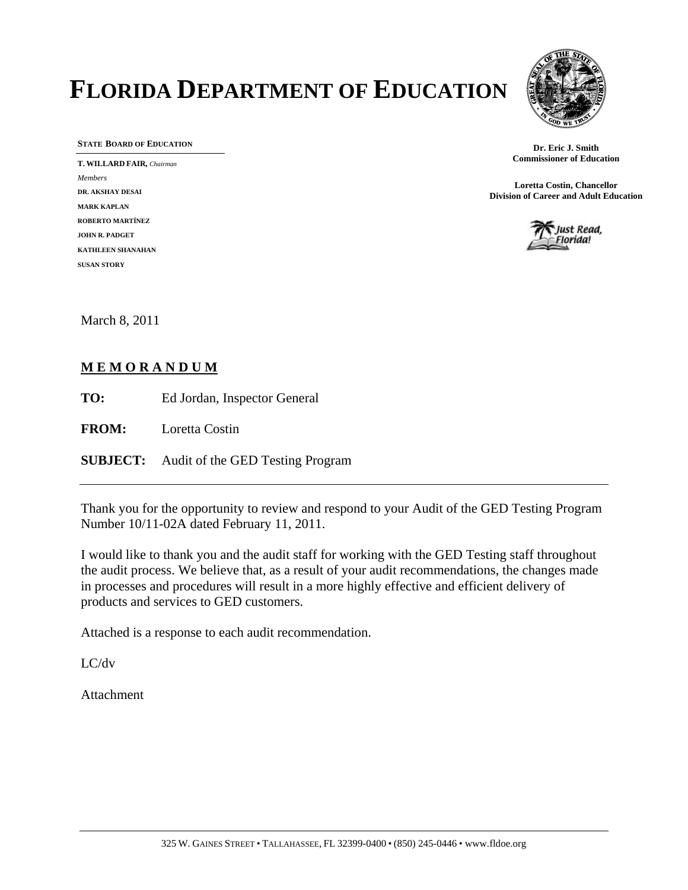# FLORIDA DEPARTMENT OF EDUCATION

**STATE BOARD OF EDUCATION**

**T. WILLARD FAIR,** *Chairman*

*Members*

**DR. AKSHAY DESAI**

**MARK KAPLAN**

**ROBERTO MARTÍNEZ**

**JOHN R. PADGET**

**KATHLEEN SHANAHAN**

**SUSAN STORY**

**Dr. Eric J. Smith**
**Commissioner of Education**

**Loretta Costin, Chancellor**
**Division of Career and Adult Education**

March 8, 2011

**M E M O R A N D U M**

**TO:** Ed Jordan, Inspector General

**FROM:** Loretta Costin

**SUBJECT:** Audit of the GED Testing Program

---

Thank you for the opportunity to review and respond to your Audit of the GED Testing Program Number 10/11-02A dated February 11, 2011.

I would like to thank you and the audit staff for working with the GED Testing staff throughout the audit process. We believe that, as a result of your audit recommendations, the changes made in processes and procedures will result in a more highly effective and efficient delivery of products and services to GED customers.

Attached is a response to each audit recommendation.

LC/dv

Attachment

325 W. Gaines Street • Tallahassee, FL 32399-0400 • (850) 245-0446 • www.fldoe.org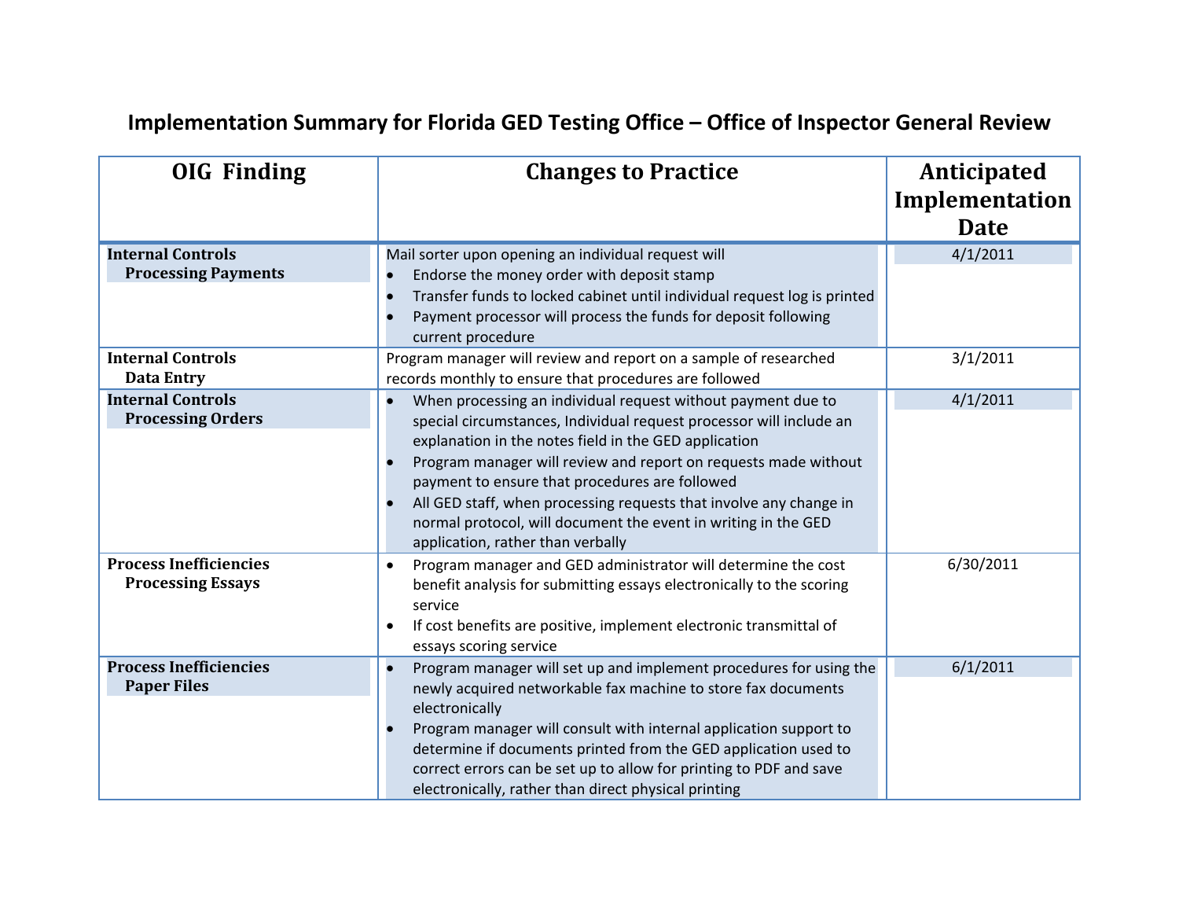# Implementation Summary for Florida GED Testing Office – Office of Inspector General Review

| OIG Finding | Changes to Practice | Anticipated Implementation Date |
|---|---|---|
| **Internal Controls**<br>**Processing Payments** | Mail sorter upon opening an individual request will<br>• Endorse the money order with deposit stamp<br>• Transfer funds to locked cabinet until individual request log is printed<br>• Payment processor will process the funds for deposit following current procedure | 4/1/2011 |
| **Internal Controls**<br>**Data Entry** | Program manager will review and report on a sample of researched records monthly to ensure that procedures are followed | 3/1/2011 |
| **Internal Controls**<br>**Processing Orders** | • When processing an individual request without payment due to special circumstances, Individual request processor will include an explanation in the notes field in the GED application<br>• Program manager will review and report on requests made without payment to ensure that procedures are followed<br>• All GED staff, when processing requests that involve any change in normal protocol, will document the event in writing in the GED application, rather than verbally | 4/1/2011 |
| **Process Inefficiencies**<br>**Processing Essays** | • Program manager and GED administrator will determine the cost benefit analysis for submitting essays electronically to the scoring service<br>• If cost benefits are positive, implement electronic transmittal of essays scoring service | 6/30/2011 |
| **Process Inefficiencies**<br>**Paper Files** | • Program manager will set up and implement procedures for using the newly acquired networkable fax machine to store fax documents electronically<br>• Program manager will consult with internal application support to determine if documents printed from the GED application used to correct errors can be set up to allow for printing to PDF and save electronically, rather than direct physical printing | 6/1/2011 |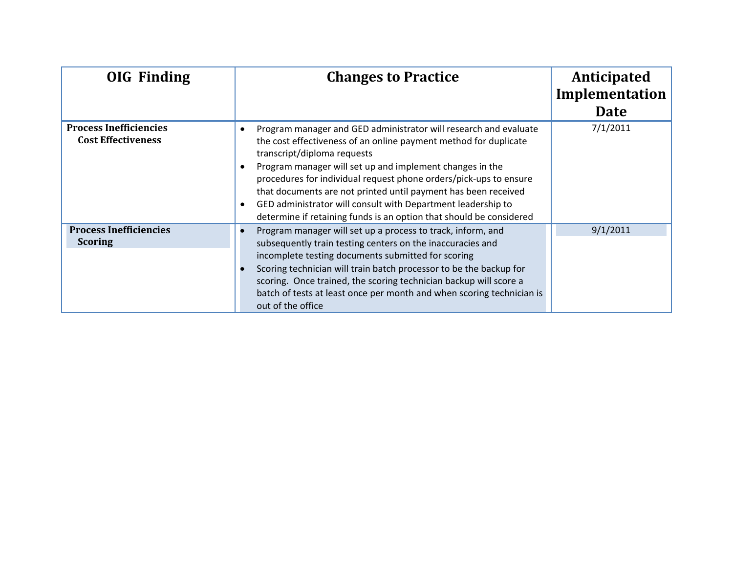| OIG Finding | Changes to Practice | Anticipated Implementation Date |
|---|---|---|
| **Process Inefficiencies Cost Effectiveness** | • Program manager and GED administrator will research and evaluate the cost effectiveness of an online payment method for duplicate transcript/diploma requests<br>• Program manager will set up and implement changes in the procedures for individual request phone orders/pick-ups to ensure that documents are not printed until payment has been received<br>• GED administrator will consult with Department leadership to determine if retaining funds is an option that should be considered | 7/1/2011 |
| **Process Inefficiencies Scoring** | • Program manager will set up a process to track, inform, and subsequently train testing centers on the inaccuracies and incomplete testing documents submitted for scoring<br>• Scoring technician will train batch processor to be the backup for scoring. Once trained, the scoring technician backup will score a batch of tests at least once per month and when scoring technician is out of the office | 9/1/2011 |